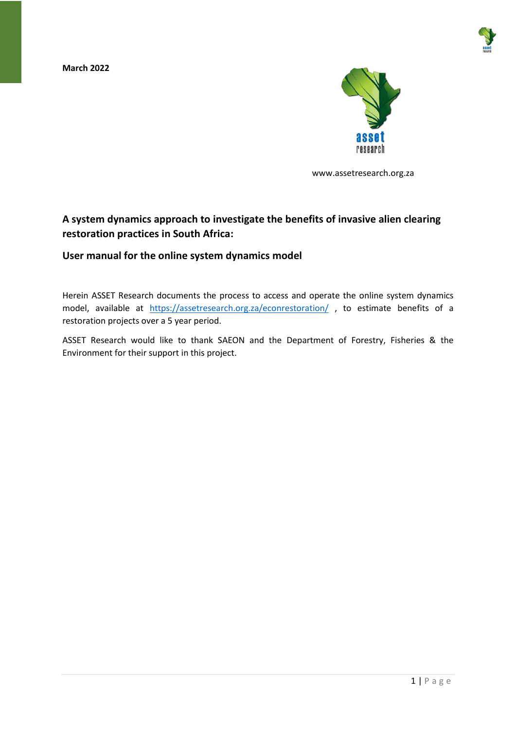**March 2022**

www.assetresearch.org.za

## A system dynamics approach to investigate the benefits of invasive alien clearing restoration practices in South Africa:

### User manual for the online system dynamics model

Herein ASSET Research documents the process to access and operate the online system dynamics model, available at [https://assetresearch.org.za/econrestoration/](https://assetresearch.org.za/econrestoration/) , to estimate benefits of a restoration projects over a 5 year period.

ASSET Research would like to thank SAEON and the Department of Forestry, Fisheries & the Environment for their support in this project.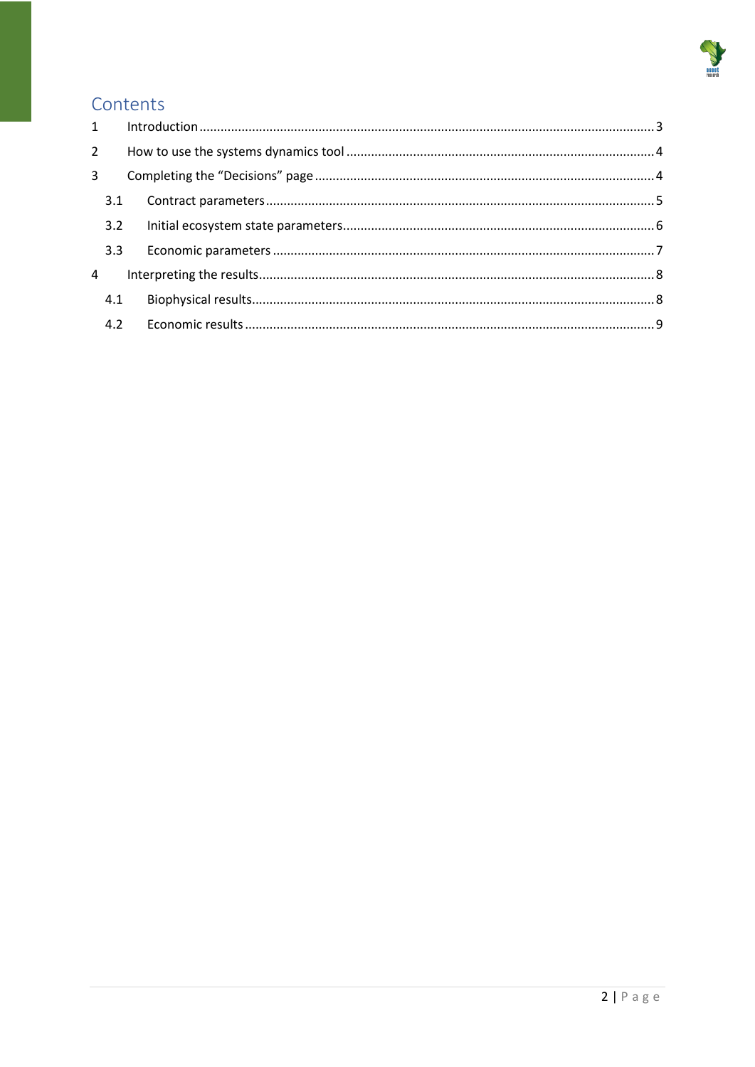# Contents

1 Introduction ........................................................................ 3

2 How to use the systems dynamics tool ........................................................................ 4

3 Completing the "Decisions" page ........................................................................ 4

 3.1 Contract parameters ........................................................................ 5

 3.2 Initial ecosystem state parameters ........................................................................ 6

 3.3 Economic parameters ........................................................................ 7

4 Interpreting the results ........................................................................ 8

 4.1 Biophysical results ........................................................................ 8

 4.2 Economic results ........................................................................ 9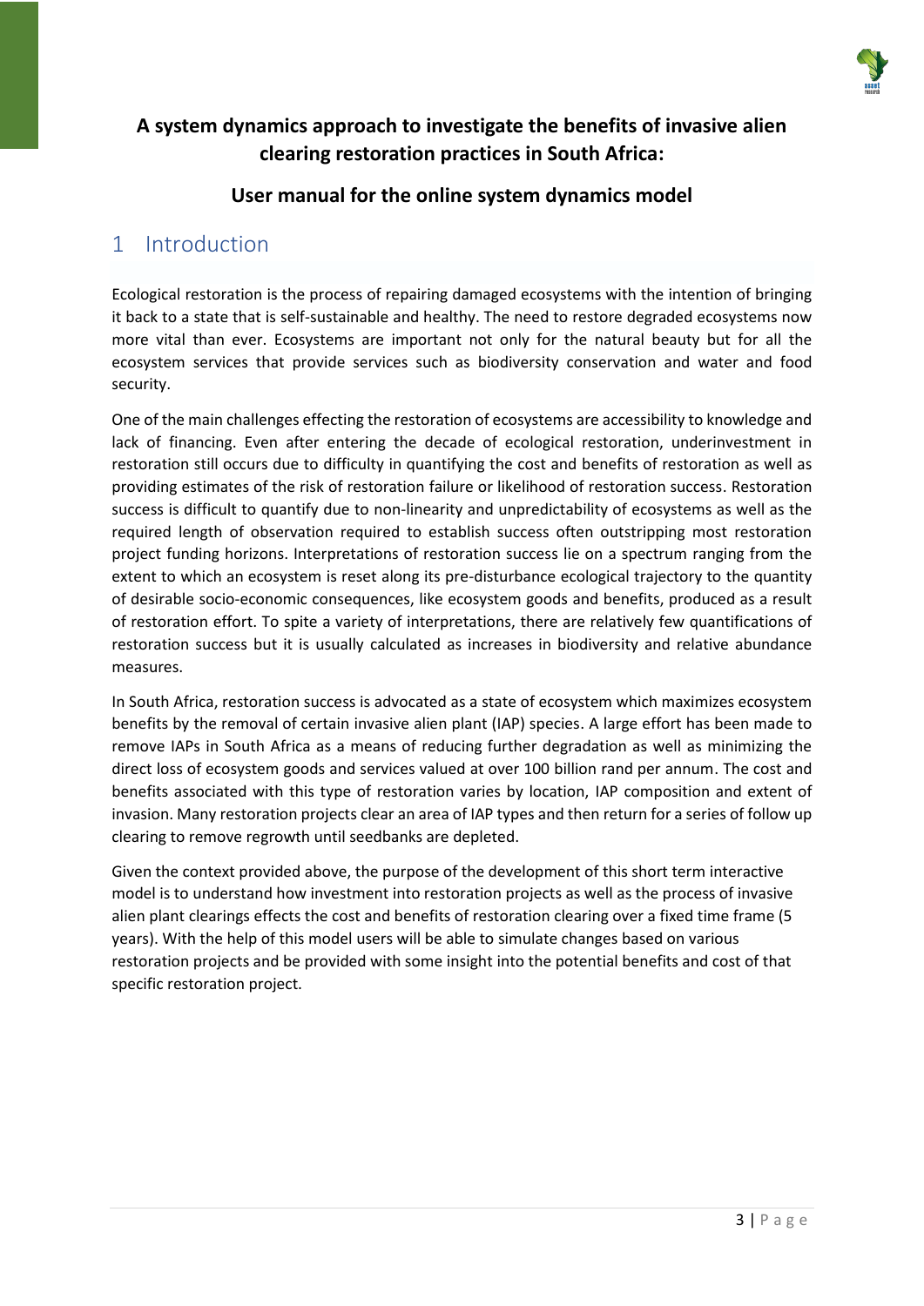**A system dynamics approach to investigate the benefits of invasive alien clearing restoration practices in South Africa:**

**User manual for the online system dynamics model**

# 1 Introduction

Ecological restoration is the process of repairing damaged ecosystems with the intention of bringing it back to a state that is self-sustainable and healthy. The need to restore degraded ecosystems now more vital than ever. Ecosystems are important not only for the natural beauty but for all the ecosystem services that provide services such as biodiversity conservation and water and food security.

One of the main challenges effecting the restoration of ecosystems are accessibility to knowledge and lack of financing. Even after entering the decade of ecological restoration, underinvestment in restoration still occurs due to difficulty in quantifying the cost and benefits of restoration as well as providing estimates of the risk of restoration failure or likelihood of restoration success. Restoration success is difficult to quantify due to non-linearity and unpredictability of ecosystems as well as the required length of observation required to establish success often outstripping most restoration project funding horizons. Interpretations of restoration success lie on a spectrum ranging from the extent to which an ecosystem is reset along its pre-disturbance ecological trajectory to the quantity of desirable socio-economic consequences, like ecosystem goods and benefits, produced as a result of restoration effort. To spite a variety of interpretations, there are relatively few quantifications of restoration success but it is usually calculated as increases in biodiversity and relative abundance measures.

In South Africa, restoration success is advocated as a state of ecosystem which maximizes ecosystem benefits by the removal of certain invasive alien plant (IAP) species. A large effort has been made to remove IAPs in South Africa as a means of reducing further degradation as well as minimizing the direct loss of ecosystem goods and services valued at over 100 billion rand per annum. The cost and benefits associated with this type of restoration varies by location, IAP composition and extent of invasion. Many restoration projects clear an area of IAP types and then return for a series of follow up clearing to remove regrowth until seedbanks are depleted.

Given the context provided above, the purpose of the development of this short term interactive model is to understand how investment into restoration projects as well as the process of invasive alien plant clearings effects the cost and benefits of restoration clearing over a fixed time frame (5 years). With the help of this model users will be able to simulate changes based on various restoration projects and be provided with some insight into the potential benefits and cost of that specific restoration project.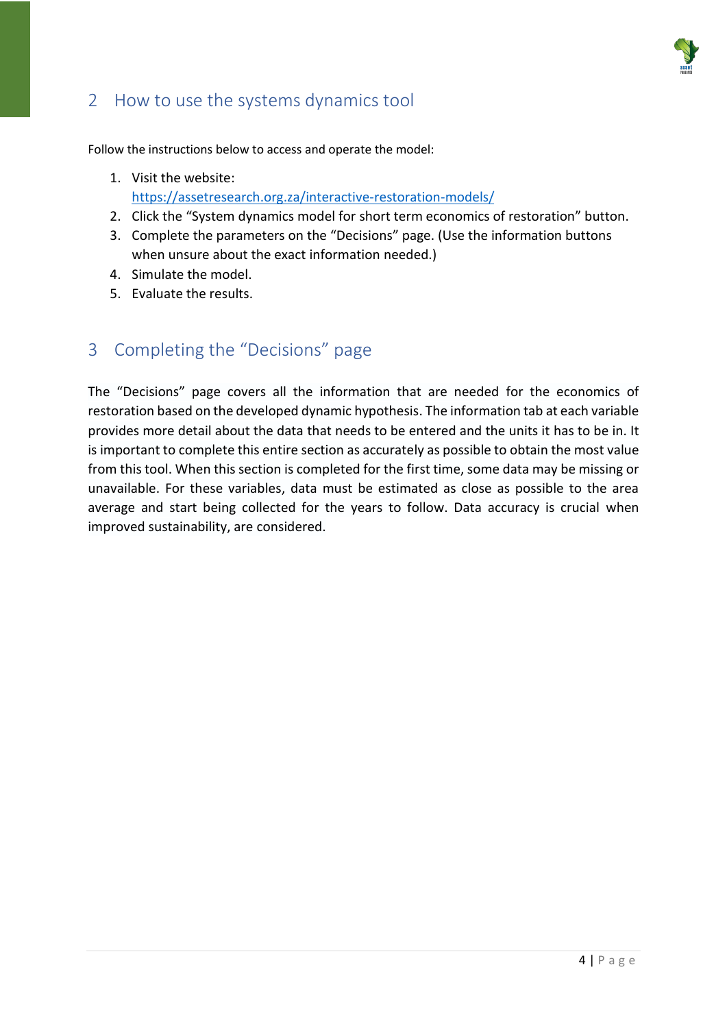## 2 How to use the systems dynamics tool

Follow the instructions below to access and operate the model:

1. Visit the website: [https://assetresearch.org.za/interactive-restoration-models/](https://assetresearch.org.za/interactive-restoration-models/)
2. Click the "System dynamics model for short term economics of restoration" button.
3. Complete the parameters on the "Decisions" page. (Use the information buttons when unsure about the exact information needed.)
4. Simulate the model.
5. Evaluate the results.

## 3 Completing the "Decisions" page

The "Decisions" page covers all the information that are needed for the economics of restoration based on the developed dynamic hypothesis. The information tab at each variable provides more detail about the data that needs to be entered and the units it has to be in. It is important to complete this entire section as accurately as possible to obtain the most value from this tool. When this section is completed for the first time, some data may be missing or unavailable. For these variables, data must be estimated as close as possible to the area average and start being collected for the years to follow. Data accuracy is crucial when improved sustainability, are considered.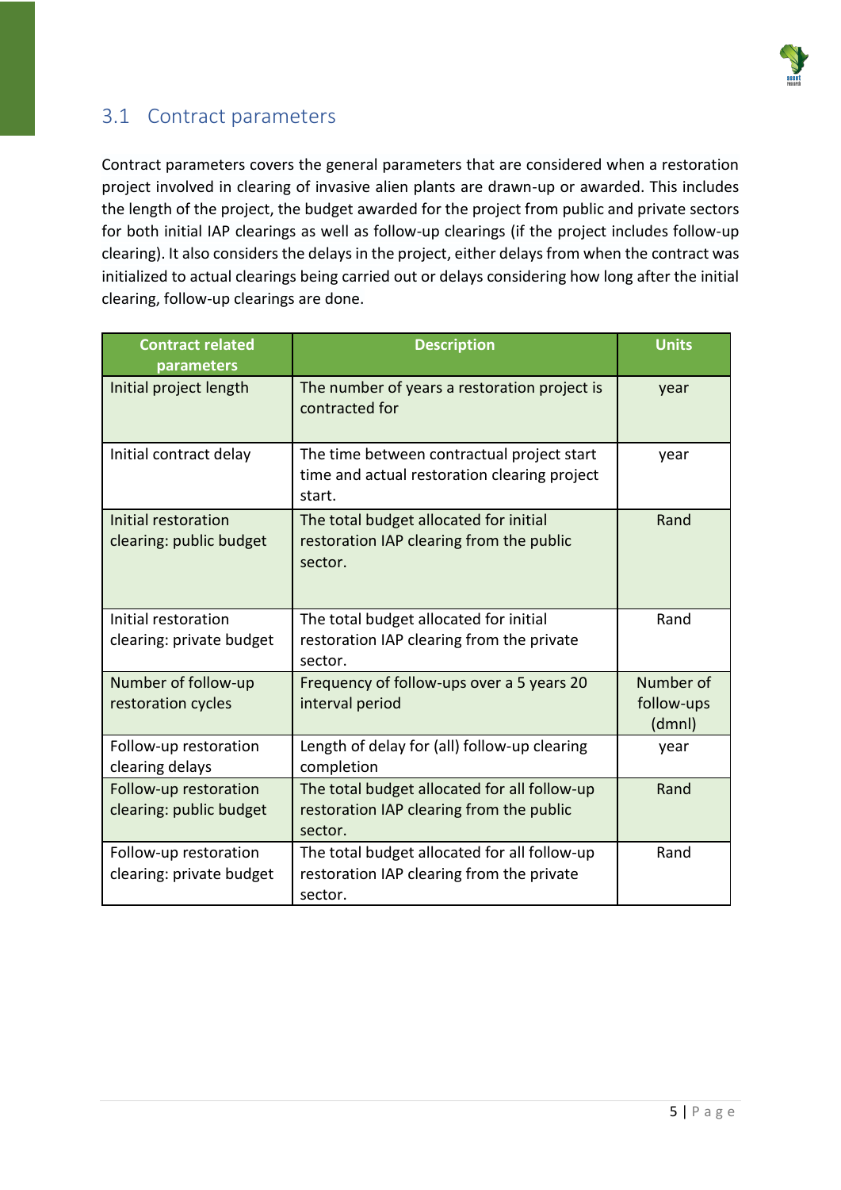## 3.1 Contract parameters

Contract parameters covers the general parameters that are considered when a restoration project involved in clearing of invasive alien plants are drawn-up or awarded. This includes the length of the project, the budget awarded for the project from public and private sectors for both initial IAP clearings as well as follow-up clearings (if the project includes follow-up clearing). It also considers the delays in the project, either delays from when the contract was initialized to actual clearings being carried out or delays considering how long after the initial clearing, follow-up clearings are done.

| Contract related parameters | Description | Units |
|---|---|---|
| Initial project length | The number of years a restoration project is contracted for | year |
| Initial contract delay | The time between contractual project start time and actual restoration clearing project start. | year |
| Initial restoration clearing: public budget | The total budget allocated for initial restoration IAP clearing from the public sector. | Rand |
| Initial restoration clearing: private budget | The total budget allocated for initial restoration IAP clearing from the private sector. | Rand |
| Number of follow-up restoration cycles | Frequency of follow-ups over a 5 years 20 interval period | Number of follow-ups (dmnl) |
| Follow-up restoration clearing delays | Length of delay for (all) follow-up clearing completion | year |
| Follow-up restoration clearing: public budget | The total budget allocated for all follow-up restoration IAP clearing from the public sector. | Rand |
| Follow-up restoration clearing: private budget | The total budget allocated for all follow-up restoration IAP clearing from the private sector. | Rand |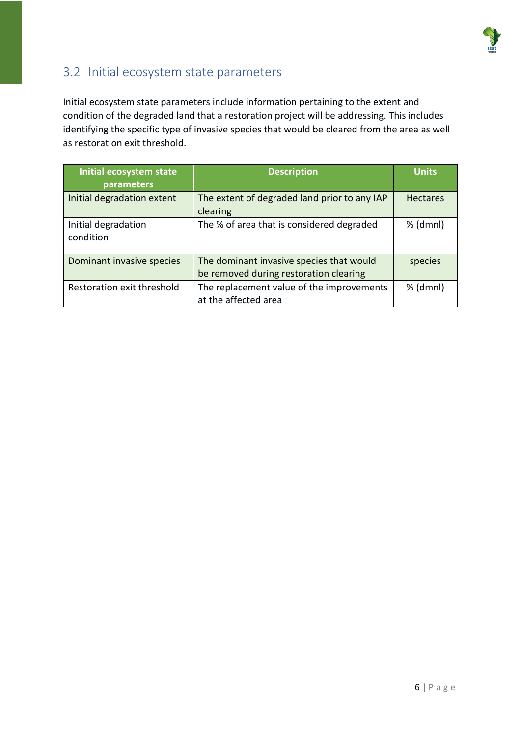## 3.2 Initial ecosystem state parameters

Initial ecosystem state parameters include information pertaining to the extent and condition of the degraded land that a restoration project will be addressing. This includes identifying the specific type of invasive species that would be cleared from the area as well as restoration exit threshold.

| Initial ecosystem state parameters | Description | Units |
|---|---|---|
| Initial degradation extent | The extent of degraded land prior to any IAP clearing | Hectares |
| Initial degradation condition | The % of area that is considered degraded | % (dmnl) |
| Dominant invasive species | The dominant invasive species that would be removed during restoration clearing | species |
| Restoration exit threshold | The replacement value of the improvements at the affected area | % (dmnl) |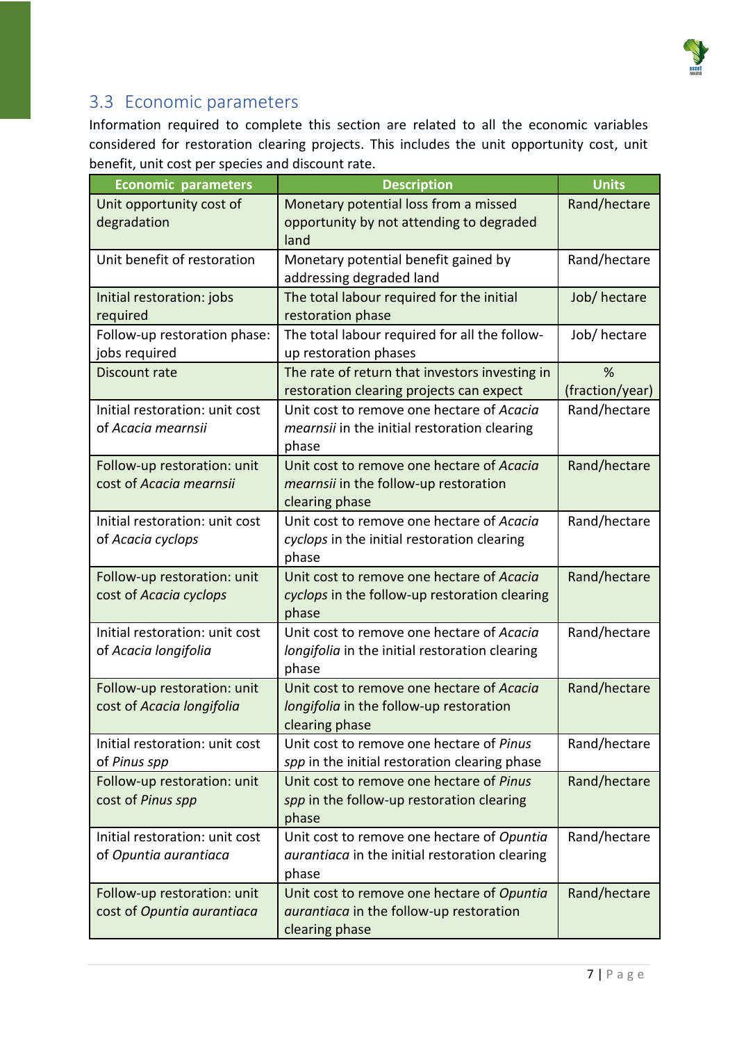## 3.3 Economic parameters

Information required to complete this section are related to all the economic variables considered for restoration clearing projects. This includes the unit opportunity cost, unit benefit, unit cost per species and discount rate.

| Economic parameters | Description | Units |
|---|---|---|
| Unit opportunity cost of degradation | Monetary potential loss from a missed opportunity by not attending to degraded land | Rand/hectare |
| Unit benefit of restoration | Monetary potential benefit gained by addressing degraded land | Rand/hectare |
| Initial restoration: jobs required | The total labour required for the initial restoration phase | Job/ hectare |
| Follow-up restoration phase: jobs required | The total labour required for all the follow-up restoration phases | Job/ hectare |
| Discount rate | The rate of return that investors investing in restoration clearing projects can expect | % (fraction/year) |
| Initial restoration: unit cost of *Acacia mearnsii* | Unit cost to remove one hectare of *Acacia mearnsii* in the initial restoration clearing phase | Rand/hectare |
| Follow-up restoration: unit cost of *Acacia mearnsii* | Unit cost to remove one hectare of *Acacia mearnsii* in the follow-up restoration clearing phase | Rand/hectare |
| Initial restoration: unit cost of *Acacia cyclops* | Unit cost to remove one hectare of *Acacia cyclops* in the initial restoration clearing phase | Rand/hectare |
| Follow-up restoration: unit cost of *Acacia cyclops* | Unit cost to remove one hectare of *Acacia cyclops* in the follow-up restoration clearing phase | Rand/hectare |
| Initial restoration: unit cost of *Acacia longifolia* | Unit cost to remove one hectare of *Acacia longifolia* in the initial restoration clearing phase | Rand/hectare |
| Follow-up restoration: unit cost of *Acacia longifolia* | Unit cost to remove one hectare of *Acacia longifolia* in the follow-up restoration clearing phase | Rand/hectare |
| Initial restoration: unit cost of *Pinus spp* | Unit cost to remove one hectare of *Pinus spp* in the initial restoration clearing phase | Rand/hectare |
| Follow-up restoration: unit cost of *Pinus spp* | Unit cost to remove one hectare of *Pinus spp* in the follow-up restoration clearing phase | Rand/hectare |
| Initial restoration: unit cost of *Opuntia aurantiaca* | Unit cost to remove one hectare of *Opuntia aurantiaca* in the initial restoration clearing phase | Rand/hectare |
| Follow-up restoration: unit cost of *Opuntia aurantiaca* | Unit cost to remove one hectare of *Opuntia aurantiaca* in the follow-up restoration clearing phase | Rand/hectare |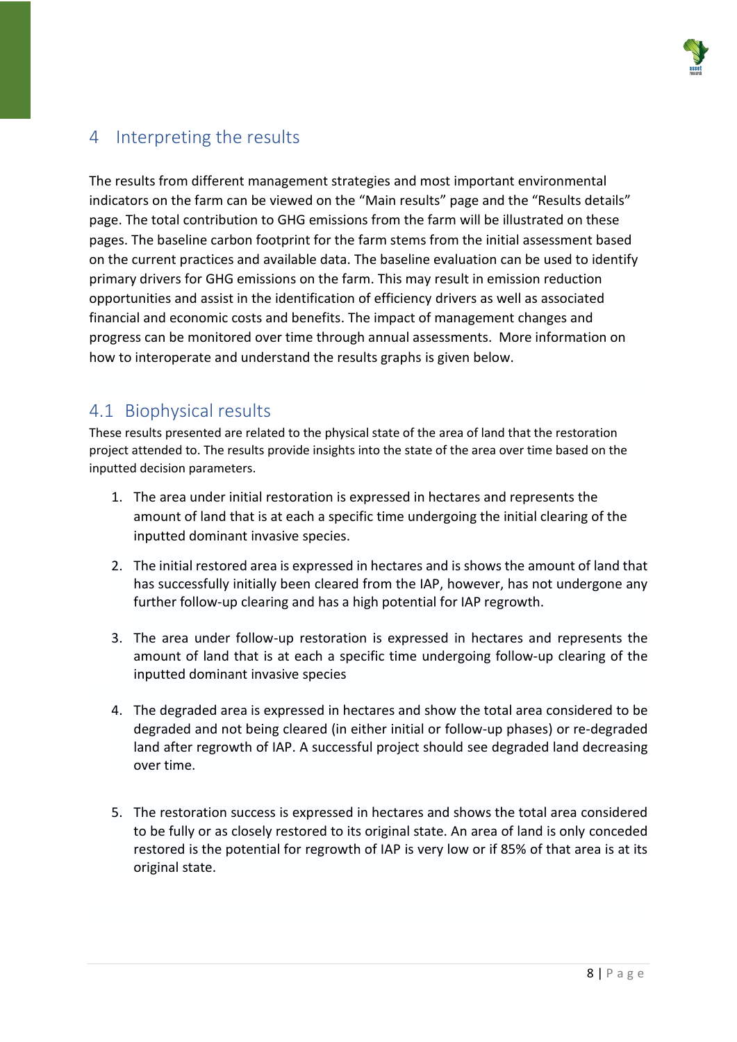# 4 Interpreting the results

The results from different management strategies and most important environmental indicators on the farm can be viewed on the "Main results" page and the "Results details" page. The total contribution to GHG emissions from the farm will be illustrated on these pages. The baseline carbon footprint for the farm stems from the initial assessment based on the current practices and available data. The baseline evaluation can be used to identify primary drivers for GHG emissions on the farm. This may result in emission reduction opportunities and assist in the identification of efficiency drivers as well as associated financial and economic costs and benefits. The impact of management changes and progress can be monitored over time through annual assessments. More information on how to interoperate and understand the results graphs is given below.

## 4.1 Biophysical results

These results presented are related to the physical state of the area of land that the restoration project attended to. The results provide insights into the state of the area over time based on the inputted decision parameters.

1. The area under initial restoration is expressed in hectares and represents the amount of land that is at each a specific time undergoing the initial clearing of the inputted dominant invasive species.
2. The initial restored area is expressed in hectares and is shows the amount of land that has successfully initially been cleared from the IAP, however, has not undergone any further follow-up clearing and has a high potential for IAP regrowth.
3. The area under follow-up restoration is expressed in hectares and represents the amount of land that is at each a specific time undergoing follow-up clearing of the inputted dominant invasive species
4. The degraded area is expressed in hectares and show the total area considered to be degraded and not being cleared (in either initial or follow-up phases) or re-degraded land after regrowth of IAP. A successful project should see degraded land decreasing over time.
5. The restoration success is expressed in hectares and shows the total area considered to be fully or as closely restored to its original state. An area of land is only conceded restored is the potential for regrowth of IAP is very low or if 85% of that area is at its original state.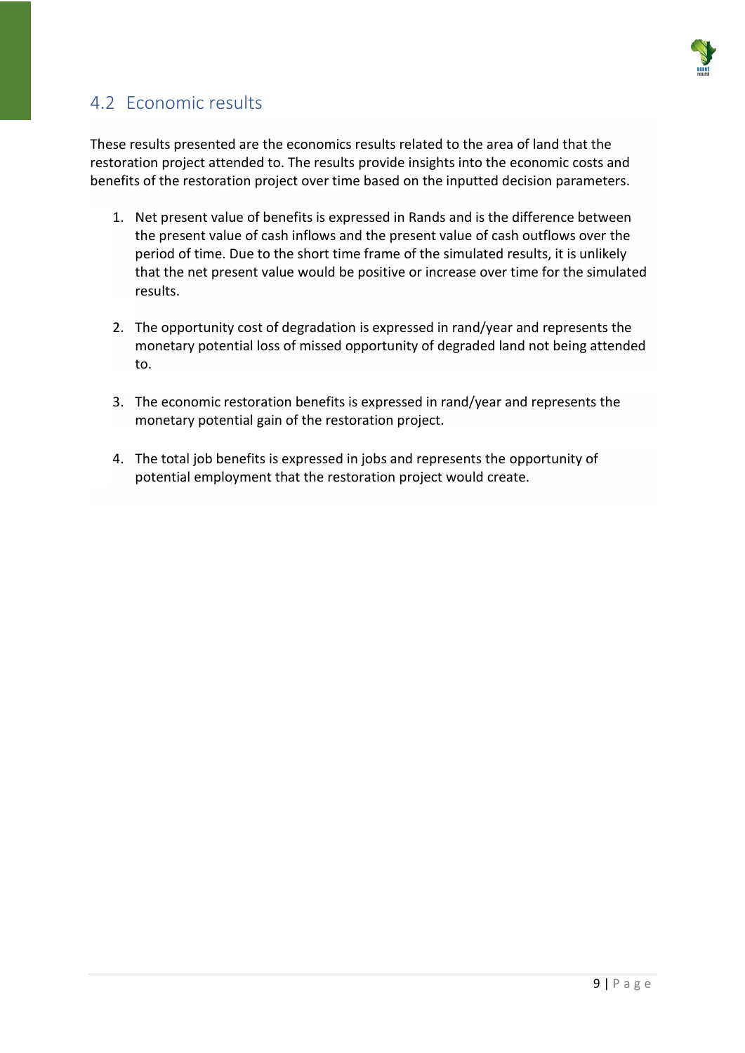## 4.2 Economic results

These results presented are the economics results related to the area of land that the restoration project attended to. The results provide insights into the economic costs and benefits of the restoration project over time based on the inputted decision parameters.

1. Net present value of benefits is expressed in Rands and is the difference between the present value of cash inflows and the present value of cash outflows over the period of time. Due to the short time frame of the simulated results, it is unlikely that the net present value would be positive or increase over time for the simulated results.

2. The opportunity cost of degradation is expressed in rand/year and represents the monetary potential loss of missed opportunity of degraded land not being attended to.

3. The economic restoration benefits is expressed in rand/year and represents the monetary potential gain of the restoration project.

4. The total job benefits is expressed in jobs and represents the opportunity of potential employment that the restoration project would create.